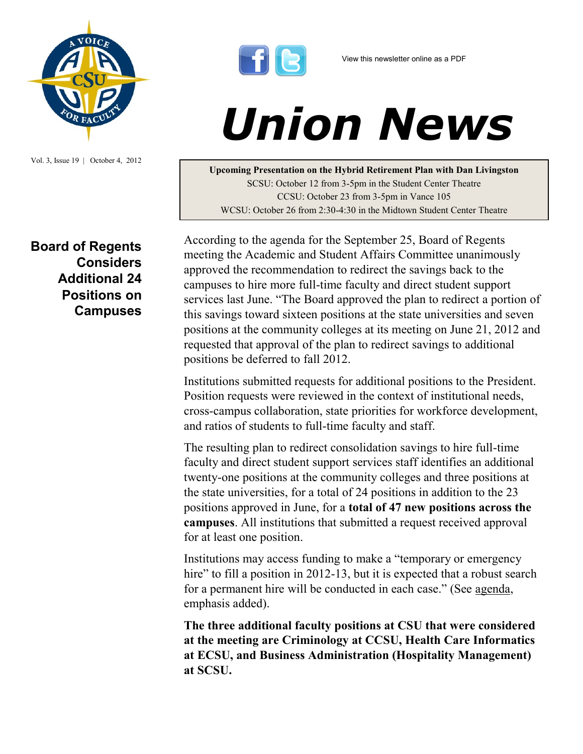View this newsletter online as a PDF

# Union News

Vol. 3, Issue 19 | October 4, 2012

**Upcoming Presentation on the Hybrid Retirement Plan with Dan Livingston**
SCSU: October 12 from 3-5pm in the Student Center Theatre
CCSU: October 23 from 3-5pm in Vance 105
WCSU: October 26 from 2:30-4:30 in the Midtown Student Center Theatre

## Board of Regents Considers Additional 24 Positions on Campuses

According to the agenda for the September 25, Board of Regents meeting the Academic and Student Affairs Committee unanimously approved the recommendation to redirect the savings back to the campuses to hire more full-time faculty and direct student support services last June. "The Board approved the plan to redirect a portion of this savings toward sixteen positions at the state universities and seven positions at the community colleges at its meeting on June 21, 2012 and requested that approval of the plan to redirect savings to additional positions be deferred to fall 2012.

Institutions submitted requests for additional positions to the President. Position requests were reviewed in the context of institutional needs, cross-campus collaboration, state priorities for workforce development, and ratios of students to full-time faculty and staff.

The resulting plan to redirect consolidation savings to hire full-time faculty and direct student support services staff identifies an additional twenty-one positions at the community colleges and three positions at the state universities, for a total of 24 positions in addition to the 23 positions approved in June, for a **total of 47 new positions across the campuses**. All institutions that submitted a request received approval for at least one position.

Institutions may access funding to make a "temporary or emergency hire" to fill a position in 2012-13, but it is expected that a robust search for a permanent hire will be conducted in each case." (See agenda, emphasis added).

**The three additional faculty positions at CSU that were considered at the meeting are Criminology at CCSU, Health Care Informatics at ECSU, and Business Administration (Hospitality Management) at SCSU.**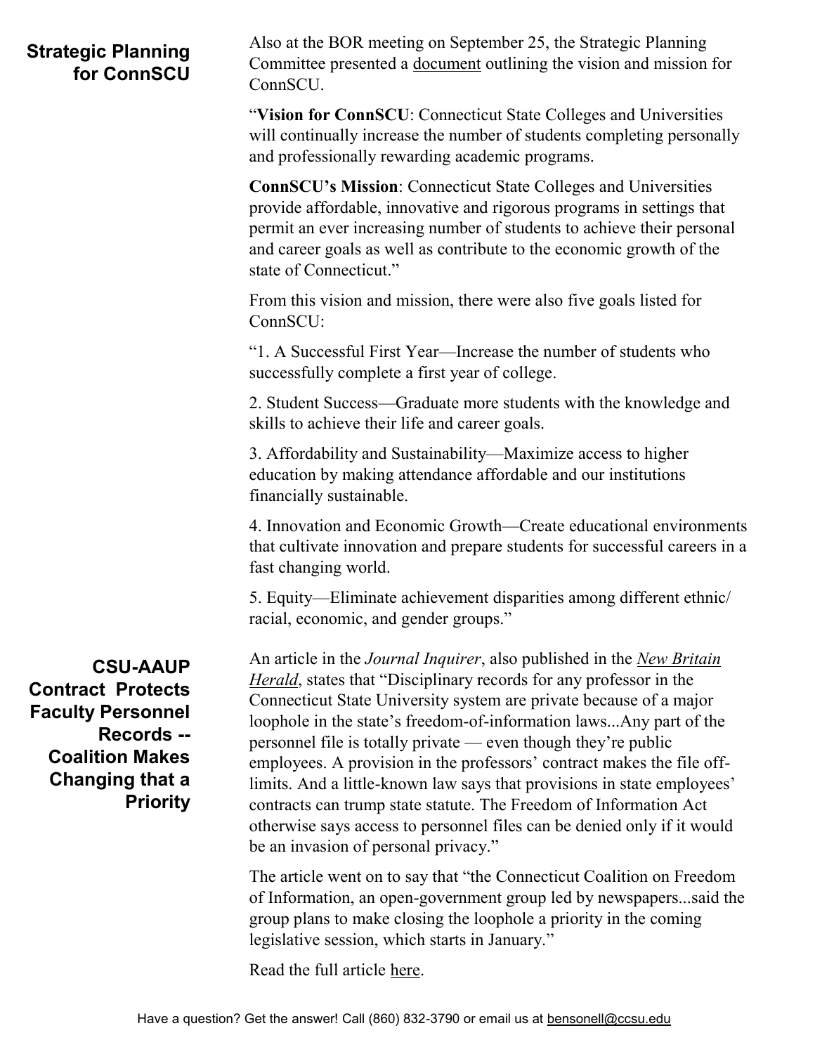## Strategic Planning for ConnSCU

Also at the BOR meeting on September 25, the Strategic Planning Committee presented a document outlining the vision and mission for ConnSCU.

"**Vision for ConnSCU**: Connecticut State Colleges and Universities will continually increase the number of students completing personally and professionally rewarding academic programs.

**ConnSCU's Mission**: Connecticut State Colleges and Universities provide affordable, innovative and rigorous programs in settings that permit an ever increasing number of students to achieve their personal and career goals as well as contribute to the economic growth of the state of Connecticut."

From this vision and mission, there were also five goals listed for ConnSCU:

"1. A Successful First Year—Increase the number of students who successfully complete a first year of college.

2. Student Success—Graduate more students with the knowledge and skills to achieve their life and career goals.

3. Affordability and Sustainability—Maximize access to higher education by making attendance affordable and our institutions financially sustainable.

4. Innovation and Economic Growth—Create educational environments that cultivate innovation and prepare students for successful careers in a fast changing world.

5. Equity—Eliminate achievement disparities among different ethnic/racial, economic, and gender groups."

## CSU-AAUP Contract Protects Faculty Personnel Records -- Coalition Makes Changing that a Priority

An article in the *Journal Inquirer*, also published in the *New Britain Herald*, states that "Disciplinary records for any professor in the Connecticut State University system are private because of a major loophole in the state's freedom-of-information laws...Any part of the personnel file is totally private — even though they're public employees. A provision in the professors' contract makes the file off-limits. And a little-known law says that provisions in state employees' contracts can trump state statute. The Freedom of Information Act otherwise says access to personnel files can be denied only if it would be an invasion of personal privacy."

The article went on to say that "the Connecticut Coalition on Freedom of Information, an open-government group led by newspapers...said the group plans to make closing the loophole a priority in the coming legislative session, which starts in January."

Read the full article here.

Have a question? Get the answer! Call (860) 832-3790 or email us at bensonell@ccsu.edu